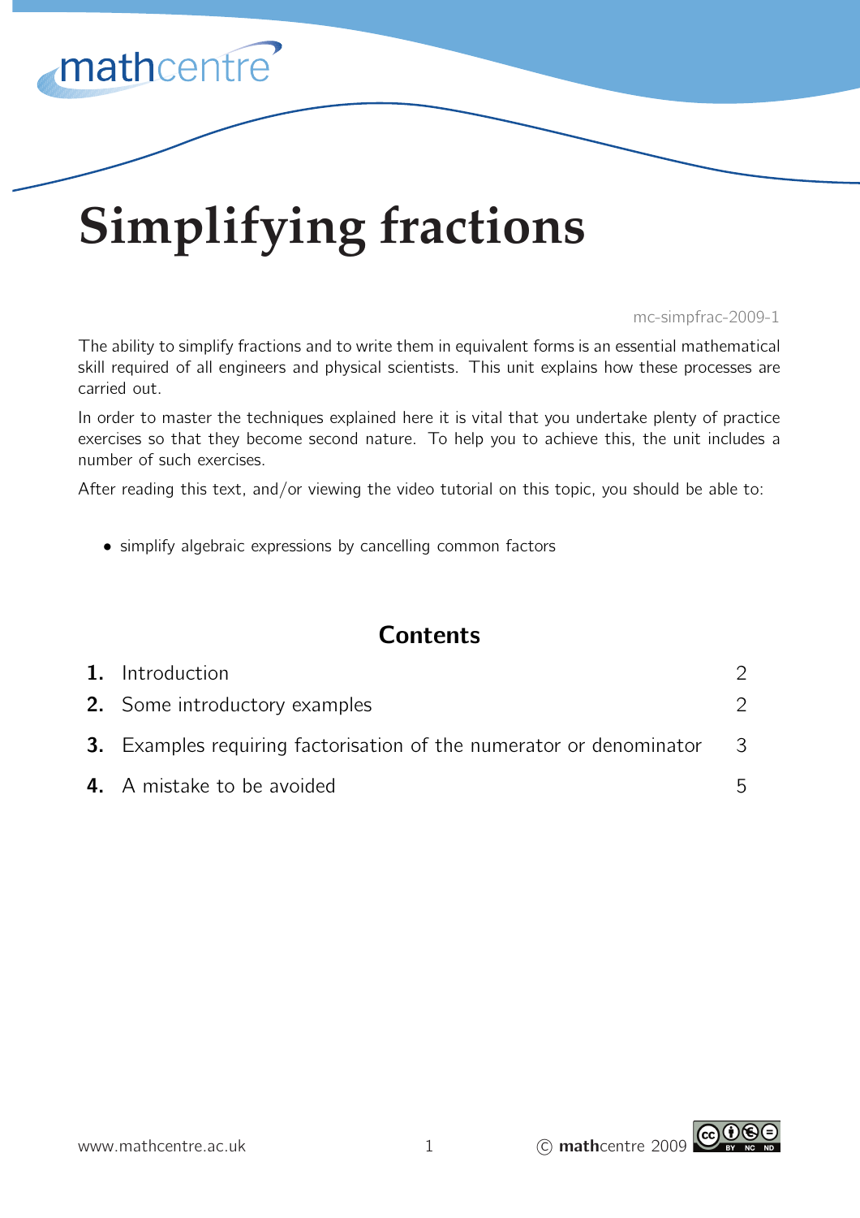# Simplifying fractions

mc-simpfrac-2009-1

The ability to simplify fractions and to write them in equivalent forms is an essential mathematical skill required of all engineers and physical scientists. This unit explains how these processes are carried out.

In order to master the techniques explained here it is vital that you undertake plenty of practice exercises so that they become second nature. To help you to achieve this, the unit includes a number of such exercises.

After reading this text, and/or viewing the video tutorial on this topic, you should be able to:

- simplify algebraic expressions by cancelling common factors

## Contents

| | | |
|---|---|---|
| **1.** | Introduction | 2 |
| **2.** | Some introductory examples | 2 |
| **3.** | Examples requiring factorisation of the numerator or denominator | 3 |
| **4.** | A mistake to be avoided | 5 |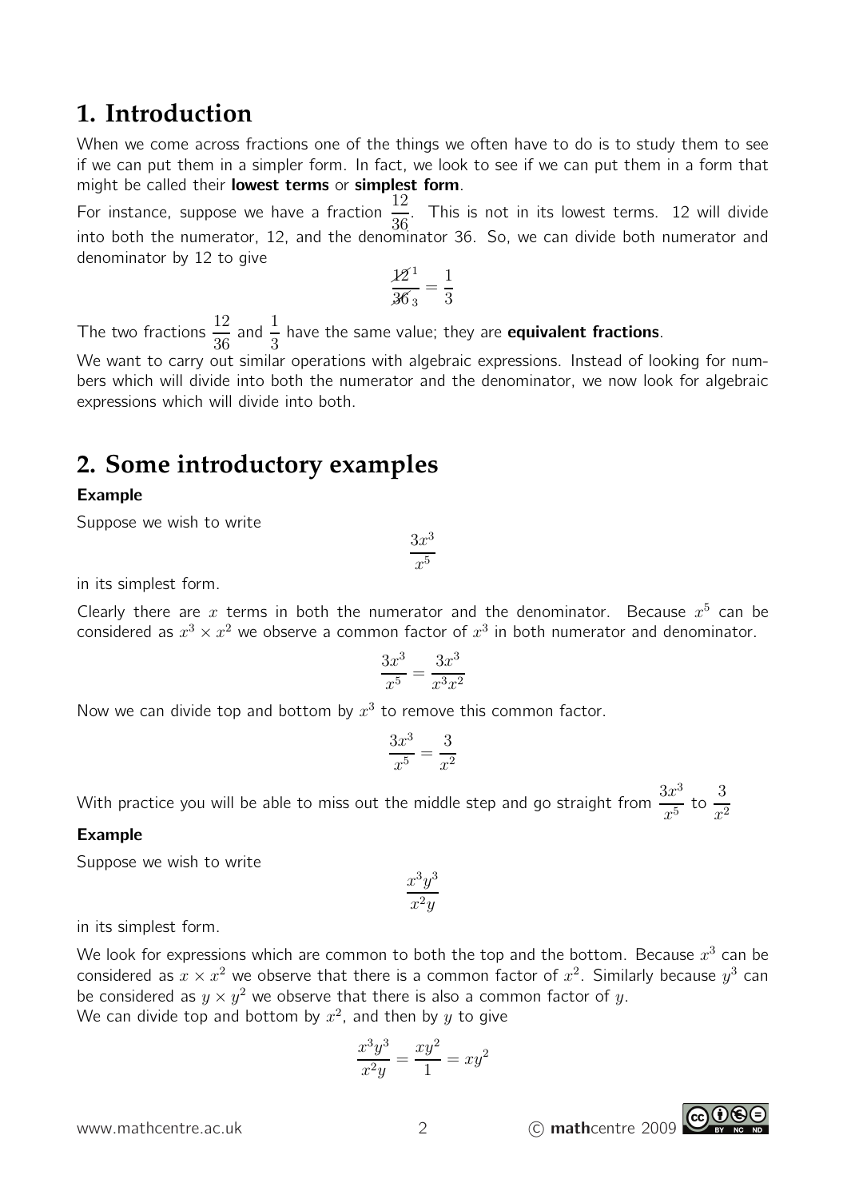# 1. Introduction

When we come across fractions one of the things we often have to do is to study them to see if we can put them in a simpler form. In fact, we look to see if we can put them in a form that might be called their **lowest terms** or **simplest form**.

For instance, suppose we have a fraction $\frac{12}{36}$. This is not in its lowest terms. 12 will divide into both the numerator, 12, and the denominator 36. So, we can divide both numerator and denominator by 12 to give

$$\frac{\cancel{12}^{1}}{\cancel{36}_{3}} = \frac{1}{3}$$

The two fractions $\frac{12}{36}$ and $\frac{1}{3}$ have the same value; they are **equivalent fractions**.

We want to carry out similar operations with algebraic expressions. Instead of looking for numbers which will divide into both the numerator and the denominator, we now look for algebraic expressions which will divide into both.

# 2. Some introductory examples

**Example**

Suppose we wish to write

$$\frac{3x^3}{x^5}$$

in its simplest form.

Clearly there are $x$ terms in both the numerator and the denominator. Because $x^5$ can be considered as $x^3 \times x^2$ we observe a common factor of $x^3$ in both numerator and denominator.

$$\frac{3x^3}{x^5} = \frac{3x^3}{x^3x^2}$$

Now we can divide top and bottom by $x^3$ to remove this common factor.

$$\frac{3x^3}{x^5} = \frac{3}{x^2}$$

With practice you will be able to miss out the middle step and go straight from $\frac{3x^3}{x^5}$ to $\frac{3}{x^2}$

**Example**

Suppose we wish to write

$$\frac{x^3y^3}{x^2y}$$

in its simplest form.

We look for expressions which are common to both the top and the bottom. Because $x^3$ can be considered as $x \times x^2$ we observe that there is a common factor of $x^2$. Similarly because $y^3$ can be considered as $y \times y^2$ we observe that there is also a common factor of $y$.

We can divide top and bottom by $x^2$, and then by $y$ to give

$$\frac{x^3y^3}{x^2y} = \frac{xy^2}{1} = xy^2$$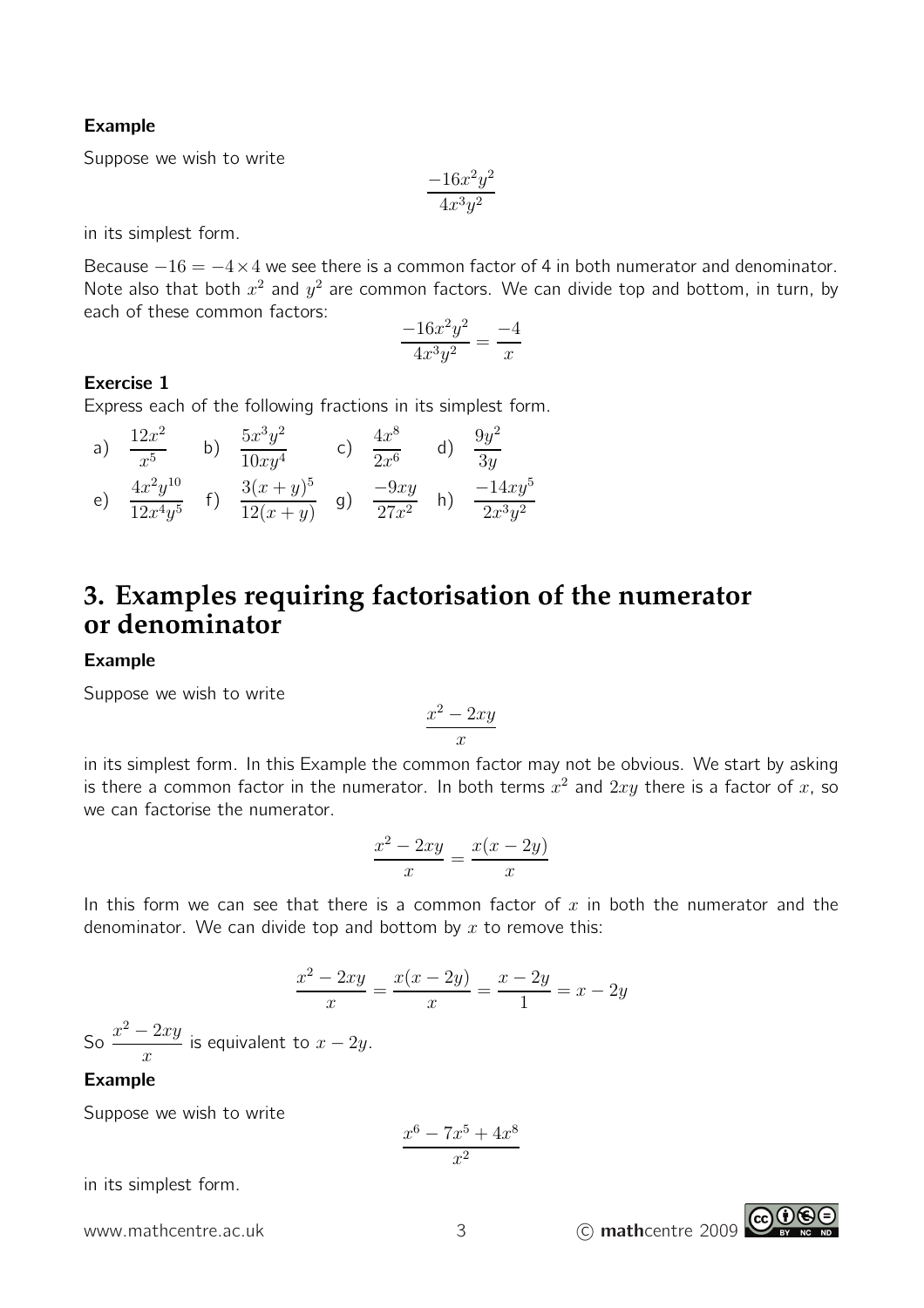**Example**

Suppose we wish to write

$$\frac{-16x^2y^2}{4x^3y^2}$$

in its simplest form.

Because $-16 = -4 \times 4$ we see there is a common factor of 4 in both numerator and denominator. Note also that both $x^2$ and $y^2$ are common factors. We can divide top and bottom, in turn, by each of these common factors:

$$\frac{-16x^2y^2}{4x^3y^2} = \frac{-4}{x}$$

**Exercise 1**

Express each of the following fractions in its simplest form.

a) $\dfrac{12x^2}{x^5}$ b) $\dfrac{5x^3y^2}{10xy^4}$ c) $\dfrac{4x^8}{2x^6}$ d) $\dfrac{9y^2}{3y}$

e) $\dfrac{4x^2y^{10}}{12x^4y^5}$ f) $\dfrac{3(x+y)^5}{12(x+y)}$ g) $\dfrac{-9xy}{27x^2}$ h) $\dfrac{-14xy^5}{2x^3y^2}$

# 3. Examples requiring factorisation of the numerator or denominator

**Example**

Suppose we wish to write

$$\frac{x^2 - 2xy}{x}$$

in its simplest form. In this Example the common factor may not be obvious. We start by asking is there a common factor in the numerator. In both terms $x^2$ and $2xy$ there is a factor of $x$, so we can factorise the numerator.

$$\frac{x^2 - 2xy}{x} = \frac{x(x - 2y)}{x}$$

In this form we can see that there is a common factor of $x$ in both the numerator and the denominator. We can divide top and bottom by $x$ to remove this:

$$\frac{x^2 - 2xy}{x} = \frac{x(x - 2y)}{x} = \frac{x - 2y}{1} = x - 2y$$

So $\dfrac{x^2 - 2xy}{x}$ is equivalent to $x - 2y$.

**Example**

Suppose we wish to write

$$\frac{x^6 - 7x^5 + 4x^8}{x^2}$$

in its simplest form.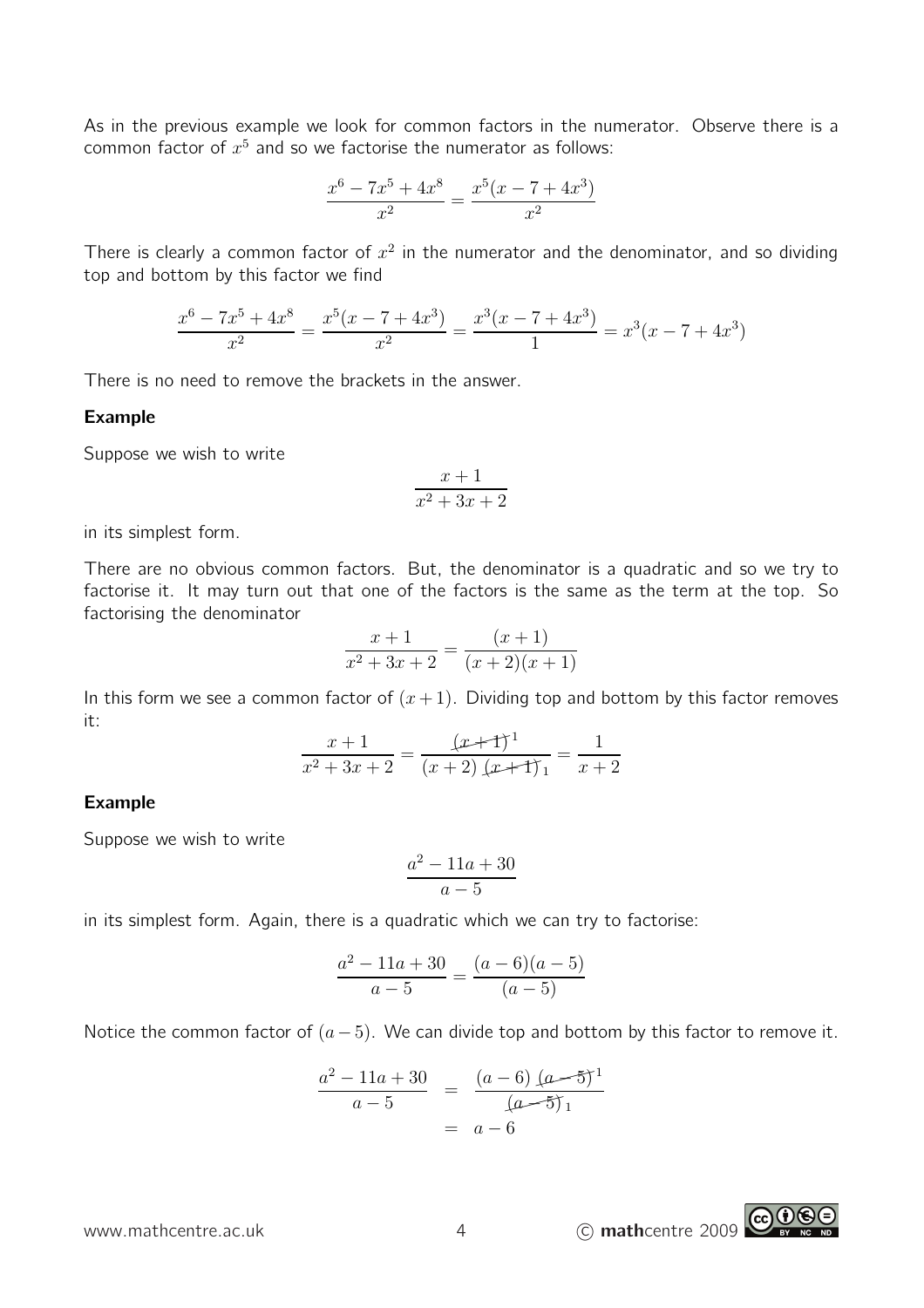As in the previous example we look for common factors in the numerator. Observe there is a common factor of $x^5$ and so we factorise the numerator as follows:

$$\frac{x^6 - 7x^5 + 4x^8}{x^2} = \frac{x^5(x - 7 + 4x^3)}{x^2}$$

There is clearly a common factor of $x^2$ in the numerator and the denominator, and so dividing top and bottom by this factor we find

$$\frac{x^6 - 7x^5 + 4x^8}{x^2} = \frac{x^5(x - 7 + 4x^3)}{x^2} = \frac{x^3(x - 7 + 4x^3)}{1} = x^3(x - 7 + 4x^3)$$

There is no need to remove the brackets in the answer.

**Example**

Suppose we wish to write

$$\frac{x+1}{x^2 + 3x + 2}$$

in its simplest form.

There are no obvious common factors. But, the denominator is a quadratic and so we try to factorise it. It may turn out that one of the factors is the same as the term at the top. So factorising the denominator

$$\frac{x+1}{x^2 + 3x + 2} = \frac{(x+1)}{(x+2)(x+1)}$$

In this form we see a common factor of $(x+1)$. Dividing top and bottom by this factor removes it:

$$\frac{x+1}{x^2 + 3x + 2} = \frac{\cancel{(x+1)}^1}{(x+2)\,\cancel{(x+1)}_1} = \frac{1}{x+2}$$

**Example**

Suppose we wish to write

$$\frac{a^2 - 11a + 30}{a - 5}$$

in its simplest form. Again, there is a quadratic which we can try to factorise:

$$\frac{a^2 - 11a + 30}{a - 5} = \frac{(a-6)(a-5)}{(a-5)}$$

Notice the common factor of $(a-5)$. We can divide top and bottom by this factor to remove it.

$$\begin{aligned}\frac{a^2 - 11a + 30}{a - 5} &= \frac{(a-6)\,\cancel{(a-5)}^1}{\cancel{(a-5)}_1} \\ &= a - 6\end{aligned}$$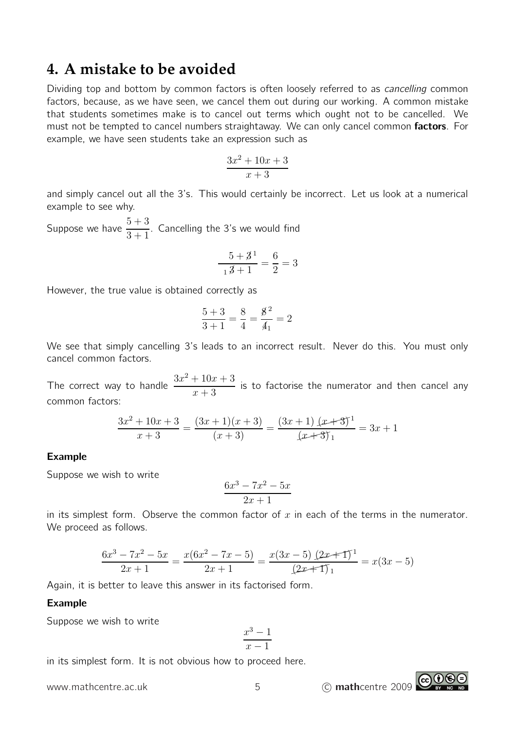## 4. A mistake to be avoided

Dividing top and bottom by common factors is often loosely referred to as *cancelling* common factors, because, as we have seen, we cancel them out during our working. A common mistake that students sometimes make is to cancel out terms which ought not to be cancelled. We must not be tempted to cancel numbers straightaway. We can only cancel common **factors**. For example, we have seen students take an expression such as

$$\frac{3x^2 + 10x + 3}{x + 3}$$

and simply cancel out all the 3's. This would certainly be incorrect. Let us look at a numerical example to see why.

Suppose we have $\frac{5+3}{3+1}$. Cancelling the 3's we would find

$$\frac{5 + \cancel{3}^1}{{}_1\cancel{3} + 1} = \frac{6}{2} = 3$$

However, the true value is obtained correctly as

$$\frac{5+3}{3+1} = \frac{8}{4} = \frac{\cancel{8}^2}{\cancel{4}_1} = 2$$

We see that simply cancelling 3's leads to an incorrect result. Never do this. You must only cancel common factors.

The correct way to handle $\frac{3x^2 + 10x + 3}{x + 3}$ is to factorise the numerator and then cancel any common factors:

$$\frac{3x^2 + 10x + 3}{x + 3} = \frac{(3x + 1)(x + 3)}{(x + 3)} = \frac{(3x + 1)\,\cancel{(x + 3)}^1}{\cancel{(x + 3)}_1} = 3x + 1$$

**Example**

Suppose we wish to write

$$\frac{6x^3 - 7x^2 - 5x}{2x + 1}$$

in its simplest form. Observe the common factor of $x$ in each of the terms in the numerator. We proceed as follows.

$$\frac{6x^3 - 7x^2 - 5x}{2x + 1} = \frac{x(6x^2 - 7x - 5)}{2x + 1} = \frac{x(3x - 5)\,\cancel{(2x + 1)}^1}{\cancel{(2x + 1)}_1} = x(3x - 5)$$

Again, it is better to leave this answer in its factorised form.

**Example**

Suppose we wish to write

$$\frac{x^3 - 1}{x - 1}$$

in its simplest form. It is not obvious how to proceed here.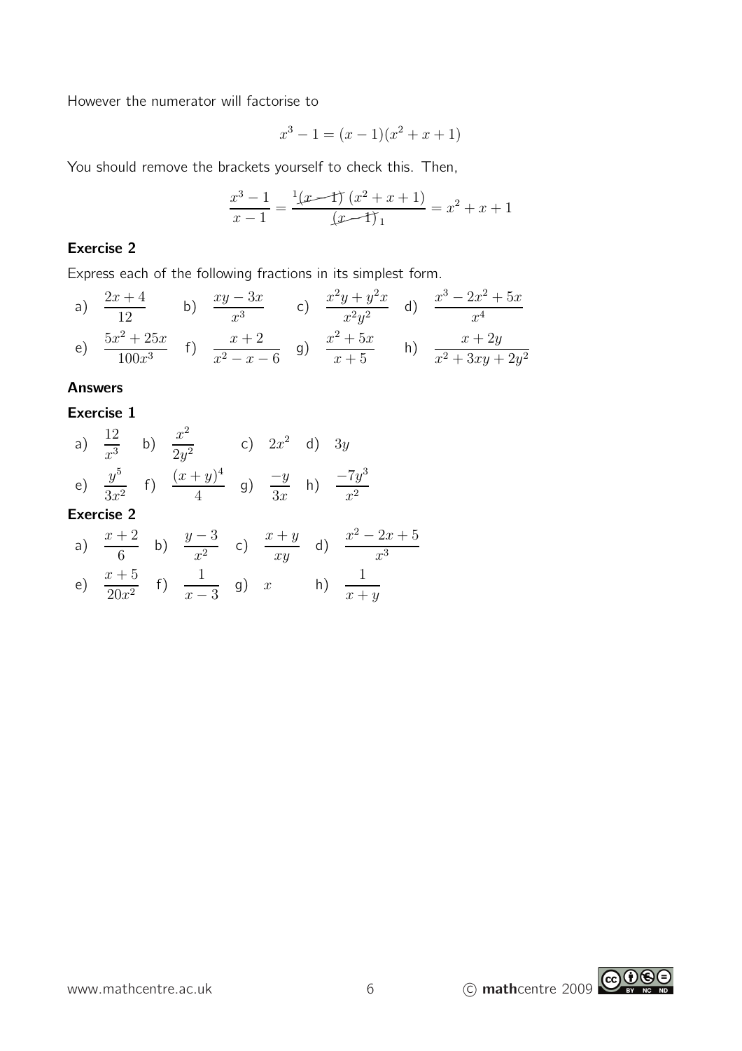However the numerator will factorise to

$$x^3 - 1 = (x-1)(x^2+x+1)$$

You should remove the brackets yourself to check this. Then,

$$\frac{x^3-1}{x-1} = \frac{{}^1\cancel{(x-1)}\,(x^2+x+1)}{\cancel{(x-1)}_1} = x^2+x+1$$

## Exercise 2

Express each of the following fractions in its simplest form.

a) $\dfrac{2x+4}{12}$ b) $\dfrac{xy-3x}{x^3}$ c) $\dfrac{x^2y+y^2x}{x^2y^2}$ d) $\dfrac{x^3-2x^2+5x}{x^4}$

e) $\dfrac{5x^2+25x}{100x^3}$ f) $\dfrac{x+2}{x^2-x-6}$ g) $\dfrac{x^2+5x}{x+5}$ h) $\dfrac{x+2y}{x^2+3xy+2y^2}$

## Answers

### Exercise 1

a) $\dfrac{12}{x^3}$ b) $\dfrac{x^2}{2y^2}$ c) $2x^2$ d) $3y$

e) $\dfrac{y^5}{3x^2}$ f) $\dfrac{(x+y)^4}{4}$ g) $\dfrac{-y}{3x}$ h) $\dfrac{-7y^3}{x^2}$

### Exercise 2

a) $\dfrac{x+2}{6}$ b) $\dfrac{y-3}{x^2}$ c) $\dfrac{x+y}{xy}$ d) $\dfrac{x^2-2x+5}{x^3}$

e) $\dfrac{x+5}{20x^2}$ f) $\dfrac{1}{x-3}$ g) $x$ h) $\dfrac{1}{x+y}$